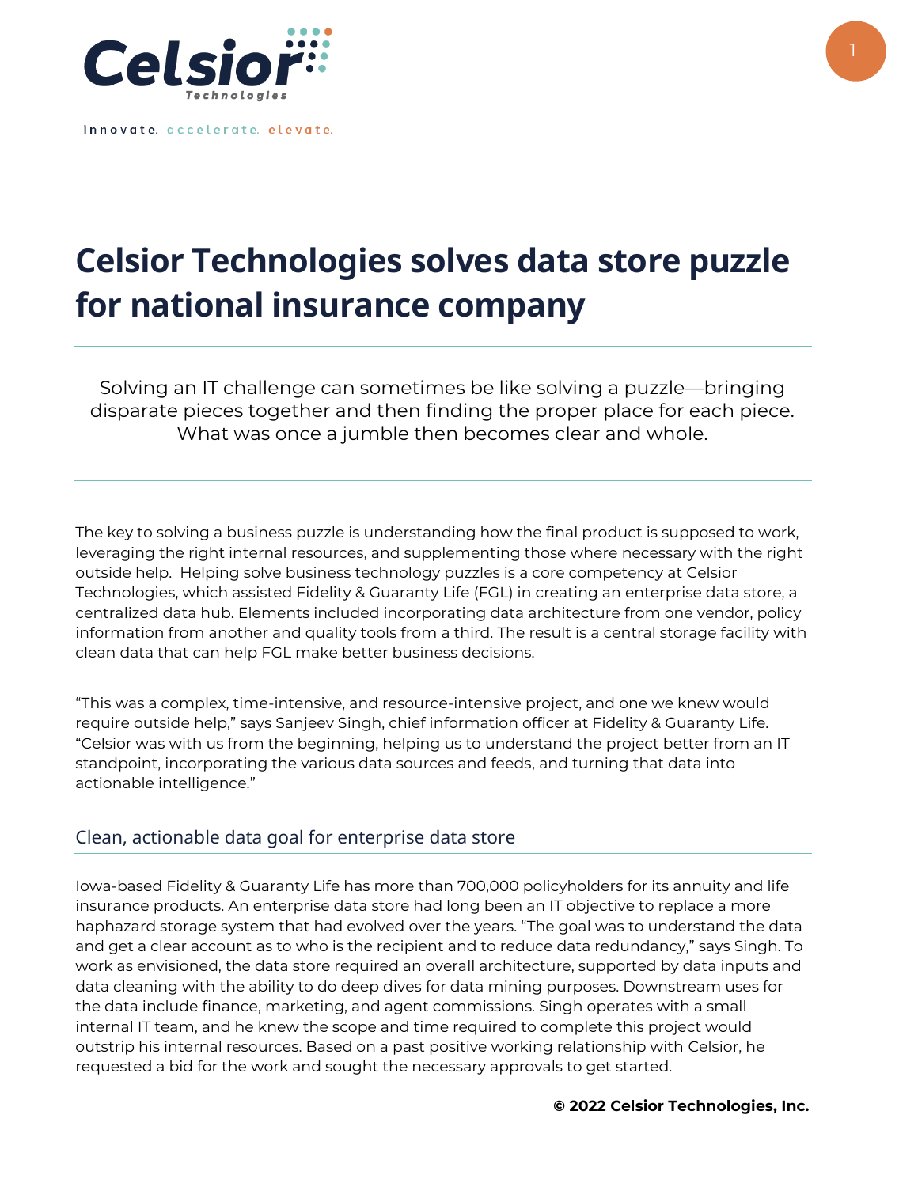Celsior Technologies

innovate. accelerate. elevate.

# Celsior Technologies solves data store puzzle for national insurance company

Solving an IT challenge can sometimes be like solving a puzzle—bringing disparate pieces together and then finding the proper place for each piece. What was once a jumble then becomes clear and whole.

The key to solving a business puzzle is understanding how the final product is supposed to work, leveraging the right internal resources, and supplementing those where necessary with the right outside help. Helping solve business technology puzzles is a core competency at Celsior Technologies, which assisted Fidelity & Guaranty Life (FGL) in creating an enterprise data store, a centralized data hub. Elements included incorporating data architecture from one vendor, policy information from another and quality tools from a third. The result is a central storage facility with clean data that can help FGL make better business decisions.

“This was a complex, time-intensive, and resource-intensive project, and one we knew would require outside help,” says Sanjeev Singh, chief information officer at Fidelity & Guaranty Life. “Celsior was with us from the beginning, helping us to understand the project better from an IT standpoint, incorporating the various data sources and feeds, and turning that data into actionable intelligence.”

## Clean, actionable data goal for enterprise data store

Iowa-based Fidelity & Guaranty Life has more than 700,000 policyholders for its annuity and life insurance products. An enterprise data store had long been an IT objective to replace a more haphazard storage system that had evolved over the years. “The goal was to understand the data and get a clear account as to who is the recipient and to reduce data redundancy,” says Singh. To work as envisioned, the data store required an overall architecture, supported by data inputs and data cleaning with the ability to do deep dives for data mining purposes. Downstream uses for the data include finance, marketing, and agent commissions. Singh operates with a small internal IT team, and he knew the scope and time required to complete this project would outstrip his internal resources. Based on a past positive working relationship with Celsior, he requested a bid for the work and sought the necessary approvals to get started.

**© 2022 Celsior Technologies, Inc.**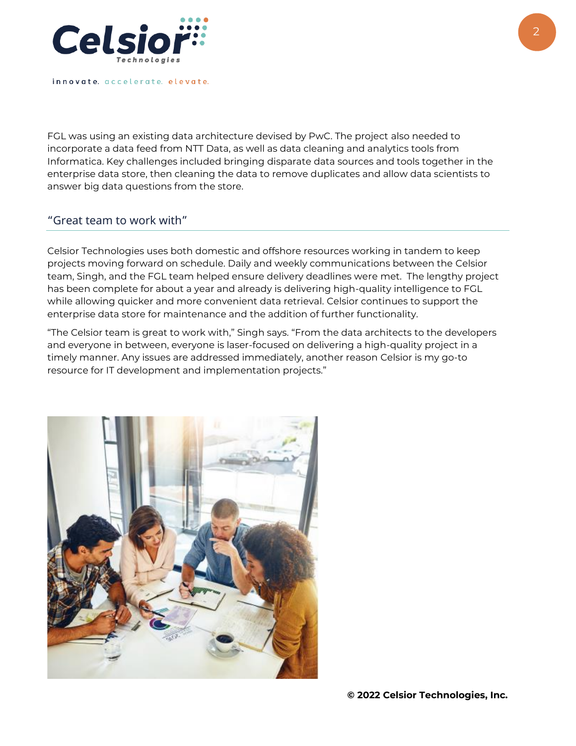FGL was using an existing data architecture devised by PwC. The project also needed to incorporate a data feed from NTT Data, as well as data cleaning and analytics tools from Informatica. Key challenges included bringing disparate data sources and tools together in the enterprise data store, then cleaning the data to remove duplicates and allow data scientists to answer big data questions from the store.

## "Great team to work with"

Celsior Technologies uses both domestic and offshore resources working in tandem to keep projects moving forward on schedule. Daily and weekly communications between the Celsior team, Singh, and the FGL team helped ensure delivery deadlines were met. The lengthy project has been complete for about a year and already is delivering high-quality intelligence to FGL while allowing quicker and more convenient data retrieval. Celsior continues to support the enterprise data store for maintenance and the addition of further functionality.

"The Celsior team is great to work with," Singh says. "From the data architects to the developers and everyone in between, everyone is laser-focused on delivering a high-quality project in a timely manner. Any issues are addressed immediately, another reason Celsior is my go-to resource for IT development and implementation projects."

**© 2022 Celsior Technologies, Inc.**